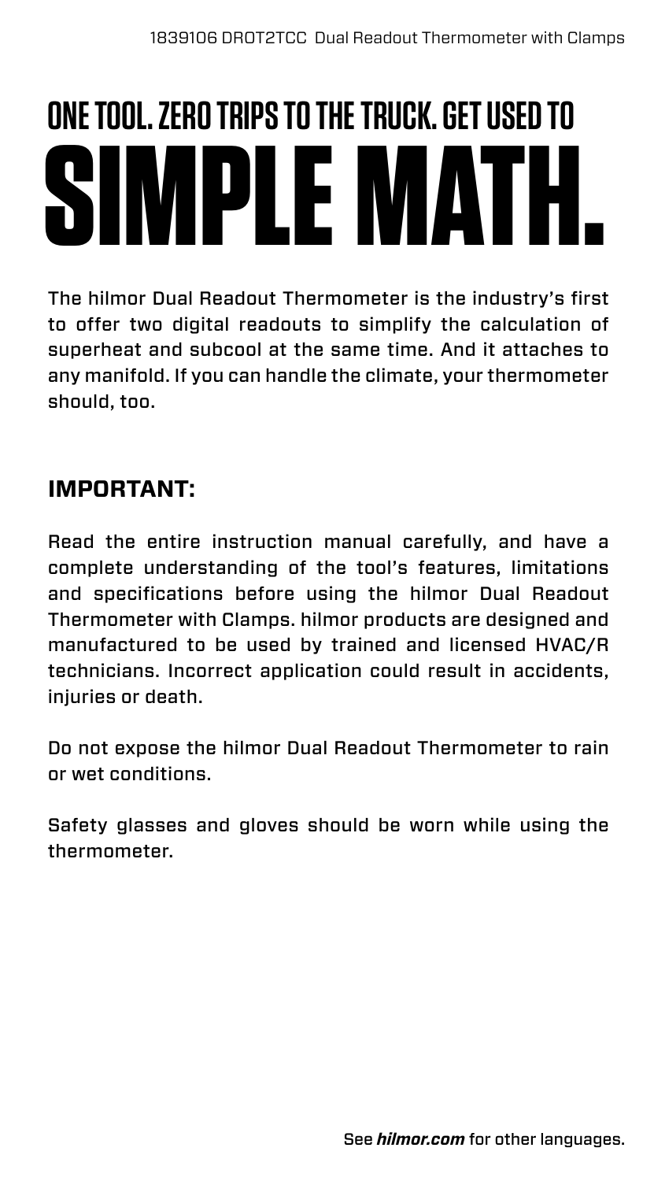1839106 DROT2TCC Dual Readout Thermometer with Clamps

# ONE TOOL. ZERO TRIPS TO THE TRUCK. GET USED TO SIMPLE MATH.

The hilmor Dual Readout Thermometer is the industry's first to offer two digital readouts to simplify the calculation of superheat and subcool at the same time. And it attaches to any manifold. If you can handle the climate, your thermometer should, too.

## IMPORTANT:

Read the entire instruction manual carefully, and have a complete understanding of the tool's features, limitations and specifications before using the hilmor Dual Readout Thermometer with Clamps. hilmor products are designed and manufactured to be used by trained and licensed HVAC/R technicians. Incorrect application could result in accidents, injuries or death.

Do not expose the hilmor Dual Readout Thermometer to rain or wet conditions.

Safety glasses and gloves should be worn while using the thermometer.

See ***hilmor.com*** for other languages.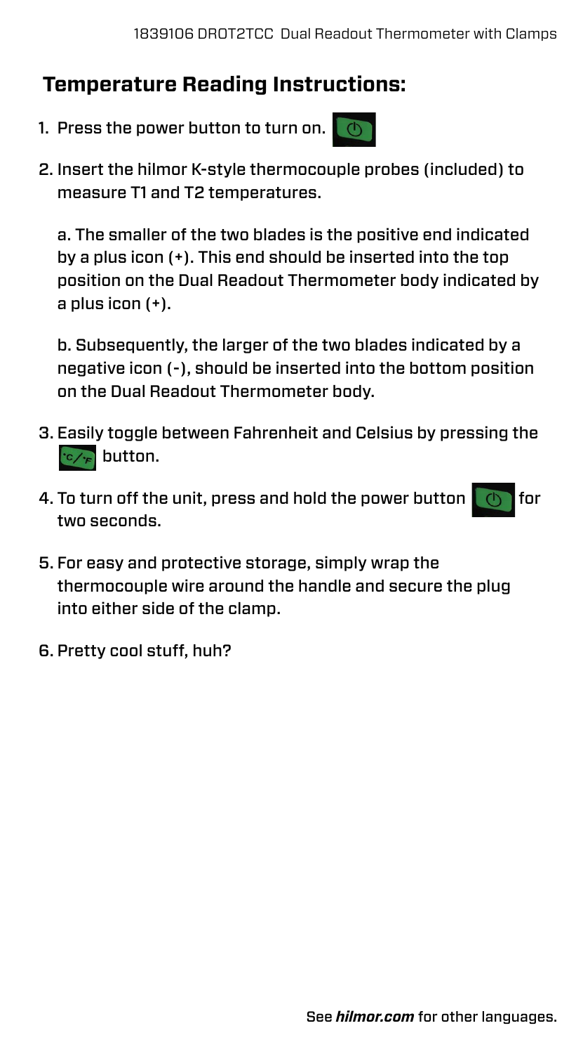## Temperature Reading Instructions:

1. Press the power button to turn on.
2. Insert the hilmor K-style thermocouple probes (included) to measure T1 and T2 temperatures.

   a. The smaller of the two blades is the positive end indicated by a plus icon (+). This end should be inserted into the top position on the Dual Readout Thermometer body indicated by a plus icon (+).

   b. Subsequently, the larger of the two blades indicated by a negative icon (-), should be inserted into the bottom position on the Dual Readout Thermometer body.

3. Easily toggle between Fahrenheit and Celsius by pressing the °C/°F button.
4. To turn off the unit, press and hold the power button for two seconds.
5. For easy and protective storage, simply wrap the thermocouple wire around the handle and secure the plug into either side of the clamp.
6. Pretty cool stuff, huh?

See ***hilmor.com*** for other languages.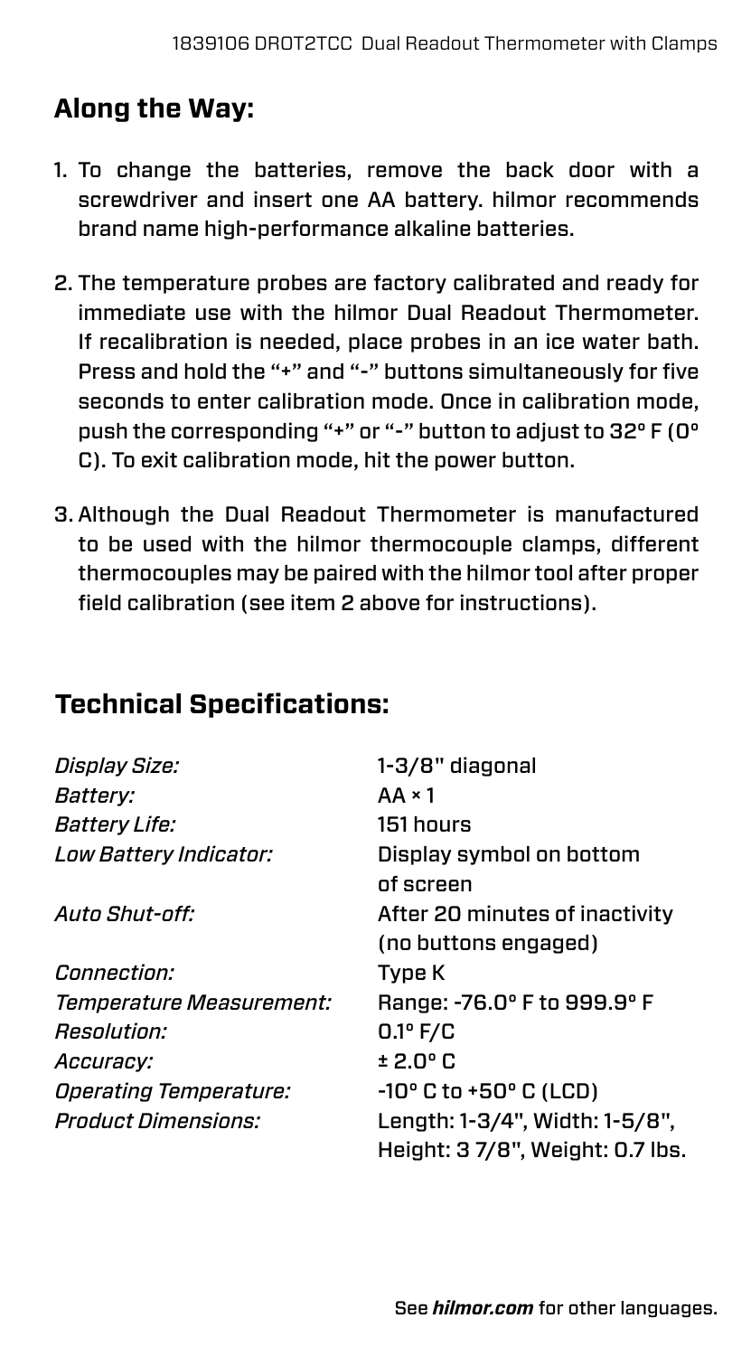## Along the Way:

1. To change the batteries, remove the back door with a screwdriver and insert one AA battery. hilmor recommends brand name high-performance alkaline batteries.
2. The temperature probes are factory calibrated and ready for immediate use with the hilmor Dual Readout Thermometer. If recalibration is needed, place probes in an ice water bath. Press and hold the "+" and "-" buttons simultaneously for five seconds to enter calibration mode. Once in calibration mode, push the corresponding "+" or "-" button to adjust to 32° F (0° C). To exit calibration mode, hit the power button.
3. Although the Dual Readout Thermometer is manufactured to be used with the hilmor thermocouple clamps, different thermocouples may be paired with the hilmor tool after proper field calibration (see item 2 above for instructions).

## Technical Specifications:

| | |
|---|---|
| *Display Size:* | 1-3/8" diagonal |
| *Battery:* | AA × 1 |
| *Battery Life:* | 151 hours |
| *Low Battery Indicator:* | Display symbol on bottom of screen |
| *Auto Shut-off:* | After 20 minutes of inactivity (no buttons engaged) |
| *Connection:* | Type K |
| *Temperature Measurement:* | Range: -76.0° F to 999.9° F |
| *Resolution:* | 0.1° F/C |
| *Accuracy:* | ± 2.0° C |
| *Operating Temperature:* | -10° C to +50° C (LCD) |
| *Product Dimensions:* | Length: 1-3/4", Width: 1-5/8", Height: 3 7/8", Weight: 0.7 lbs. |

See ***hilmor.com*** for other languages.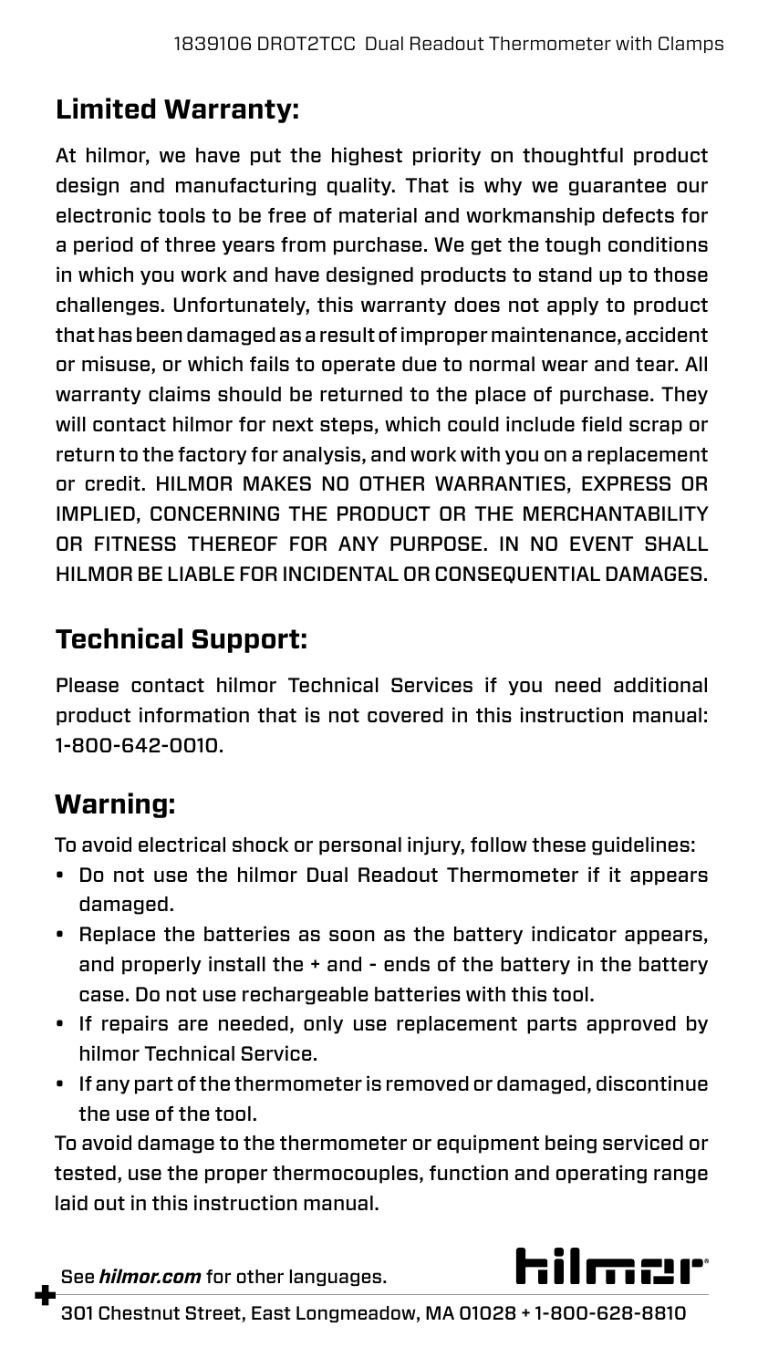## Limited Warranty:

At hilmor, we have put the highest priority on thoughtful product design and manufacturing quality. That is why we guarantee our electronic tools to be free of material and workmanship defects for a period of three years from purchase. We get the tough conditions in which you work and have designed products to stand up to those challenges. Unfortunately, this warranty does not apply to product that has been damaged as a result of improper maintenance, accident or misuse, or which fails to operate due to normal wear and tear. All warranty claims should be returned to the place of purchase. They will contact hilmor for next steps, which could include field scrap or return to the factory for analysis, and work with you on a replacement or credit. HILMOR MAKES NO OTHER WARRANTIES, EXPRESS OR IMPLIED, CONCERNING THE PRODUCT OR THE MERCHANTABILITY OR FITNESS THEREOF FOR ANY PURPOSE. IN NO EVENT SHALL HILMOR BE LIABLE FOR INCIDENTAL OR CONSEQUENTIAL DAMAGES.

## Technical Support:

Please contact hilmor Technical Services if you need additional product information that is not covered in this instruction manual: 1-800-642-0010.

## Warning:

To avoid electrical shock or personal injury, follow these guidelines:

- Do not use the hilmor Dual Readout Thermometer if it appears damaged.
- Replace the batteries as soon as the battery indicator appears, and properly install the + and - ends of the battery in the battery case. Do not use rechargeable batteries with this tool.
- If repairs are needed, only use replacement parts approved by hilmor Technical Service.
- If any part of the thermometer is removed or damaged, discontinue the use of the tool.

To avoid damage to the thermometer or equipment being serviced or tested, use the proper thermocouples, function and operating range laid out in this instruction manual.

See ***hilmor.com*** for other languages.

hilmor

301 Chestnut Street, East Longmeadow, MA 01028 + 1-800-628-8810